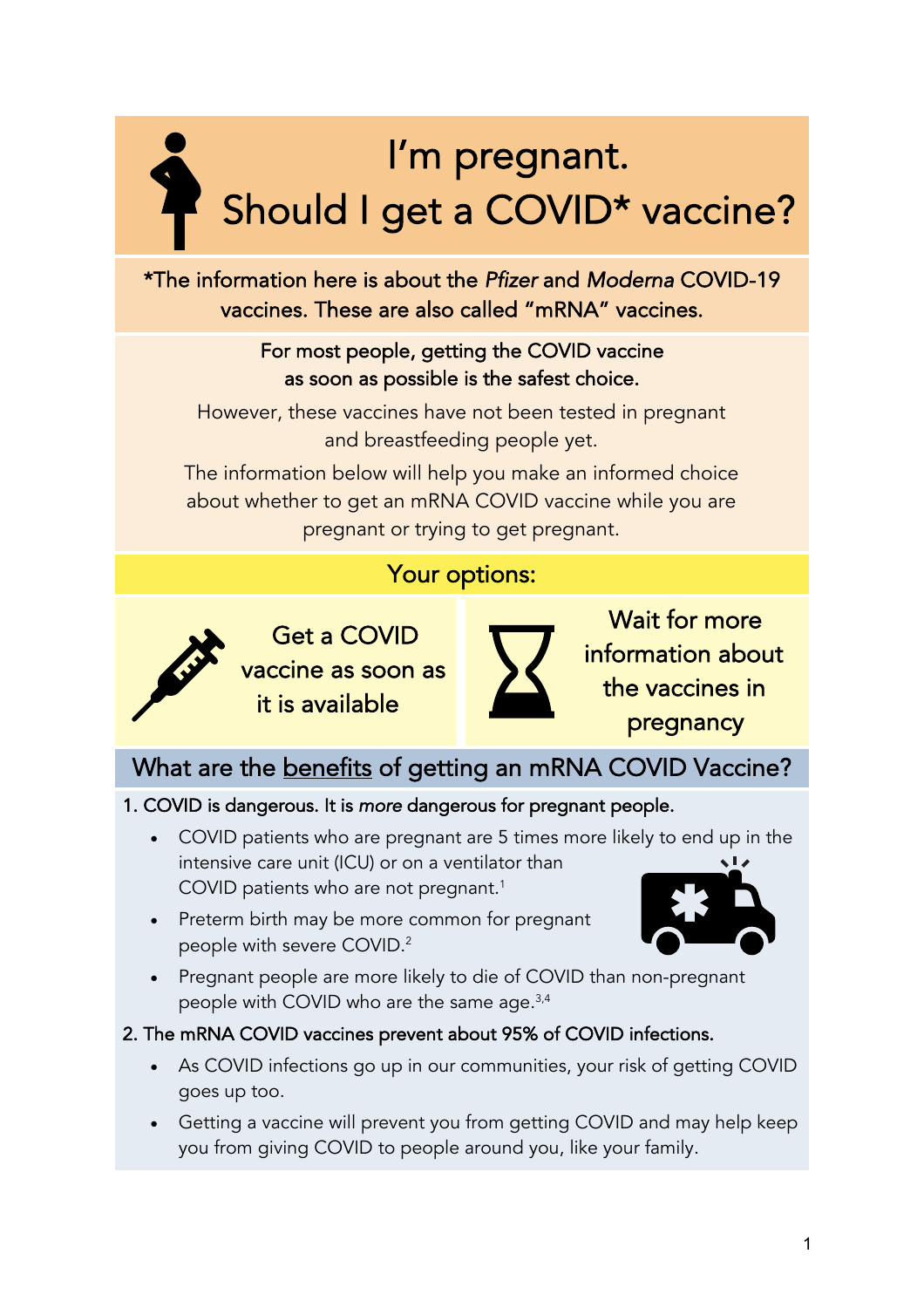# I'm pregnant. Should I get a COVID* vaccine?

*The information here is about the *Pfizer* and *Moderna* COVID-19 vaccines. These are also called "mRNA" vaccines.

For most people, getting the COVID vaccine as soon as possible is the safest choice.

However, these vaccines have not been tested in pregnant and breastfeeding people yet.

The information below will help you make an informed choice about whether to get an mRNA COVID vaccine while you are pregnant or trying to get pregnant.

## Your options:

- Get a COVID vaccine as soon as it is available
- Wait for more information about the vaccines in pregnancy

## What are the benefits of getting an mRNA COVID Vaccine?

**1. COVID is dangerous. It is *more* dangerous for pregnant people.**

- COVID patients who are pregnant are 5 times more likely to end up in the intensive care unit (ICU) or on a ventilator than COVID patients who are not pregnant.[1]
- Preterm birth may be more common for pregnant people with severe COVID.[2]
- Pregnant people are more likely to die of COVID than non-pregnant people with COVID who are the same age.[3,4]

**2. The mRNA COVID vaccines prevent about 95% of COVID infections.**

- As COVID infections go up in our communities, your risk of getting COVID goes up too.
- Getting a vaccine will prevent you from getting COVID and may help keep you from giving COVID to people around you, like your family.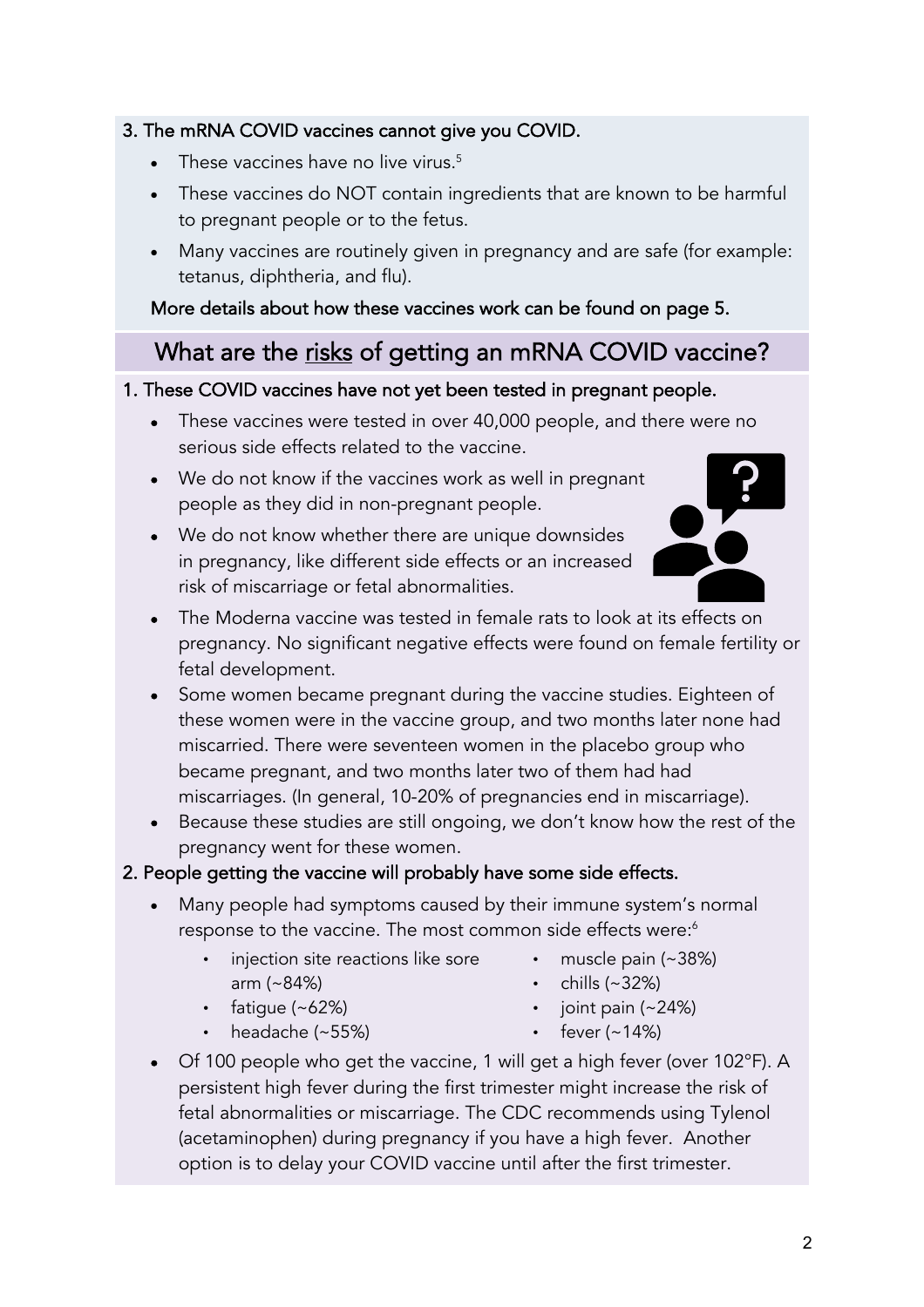**3. The mRNA COVID vaccines cannot give you COVID.**

- These vaccines have no live virus.[5]
- These vaccines do NOT contain ingredients that are known to be harmful to pregnant people or to the fetus.
- Many vaccines are routinely given in pregnancy and are safe (for example: tetanus, diphtheria, and flu).

**More details about how these vaccines work can be found on page 5.**

## What are the risks of getting an mRNA COVID vaccine?

**1. These COVID vaccines have not yet been tested in pregnant people.**

- These vaccines were tested in over 40,000 people, and there were no serious side effects related to the vaccine.
- We do not know if the vaccines work as well in pregnant people as they did in non-pregnant people.
- We do not know whether there are unique downsides in pregnancy, like different side effects or an increased risk of miscarriage or fetal abnormalities.
- The Moderna vaccine was tested in female rats to look at its effects on pregnancy. No significant negative effects were found on female fertility or fetal development.
- Some women became pregnant during the vaccine studies. Eighteen of these women were in the vaccine group, and two months later none had miscarried. There were seventeen women in the placebo group who became pregnant, and two months later two of them had had miscarriages. (In general, 10-20% of pregnancies end in miscarriage).
- Because these studies are still ongoing, we don't know how the rest of the pregnancy went for these women.

**2. People getting the vaccine will probably have some side effects.**

- Many people had symptoms caused by their immune system's normal response to the vaccine. The most common side effects were:[6]
  - injection site reactions like sore arm (~84%)
  - fatigue (~62%)
  - headache (~55%)
  - muscle pain (~38%)
  - chills (~32%)
  - joint pain (~24%)
  - fever (~14%)
- Of 100 people who get the vaccine, 1 will get a high fever (over 102°F). A persistent high fever during the first trimester might increase the risk of fetal abnormalities or miscarriage. The CDC recommends using Tylenol (acetaminophen) during pregnancy if you have a high fever. Another option is to delay your COVID vaccine until after the first trimester.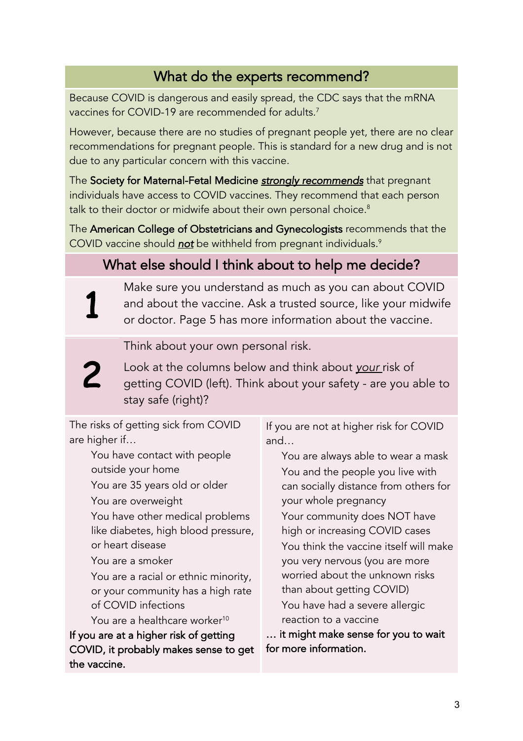## What do the experts recommend?

Because COVID is dangerous and easily spread, the CDC says that the mRNA vaccines for COVID-19 are recommended for adults.[7]

However, because there are no studies of pregnant people yet, there are no clear recommendations for pregnant people. This is standard for a new drug and is not due to any particular concern with this vaccine.

The **Society for Maternal-Fetal Medicine** ***strongly recommends*** that pregnant individuals have access to COVID vaccines. They recommend that each person talk to their doctor or midwife about their own personal choice.[8]

The **American College of Obstetricians and Gynecologists** recommends that the COVID vaccine should ***not*** be withheld from pregnant individuals.[9]

## What else should I think about to help me decide?

**1** Make sure you understand as much as you can about COVID and about the vaccine. Ask a trusted source, like your midwife or doctor. Page 5 has more information about the vaccine.

**2** Think about your own personal risk.

Look at the columns below and think about *your* risk of getting COVID (left). Think about your safety - are you able to stay safe (right)?

The risks of getting sick from COVID are higher if…

- You have contact with people outside your home
- You are 35 years old or older
- You are overweight
- You have other medical problems like diabetes, high blood pressure, or heart disease
- You are a smoker
- You are a racial or ethnic minority, or your community has a high rate of COVID infections
- You are a healthcare worker[10]

**If you are at a higher risk of getting COVID, it probably makes sense to get the vaccine.**

If you are not at higher risk for COVID and…

- You are always able to wear a mask
- You and the people you live with can socially distance from others for your whole pregnancy
- Your community does NOT have high or increasing COVID cases
- You think the vaccine itself will make you very nervous (you are more worried about the unknown risks than about getting COVID)
- You have had a severe allergic reaction to a vaccine

**… it might make sense for you to wait for more information.**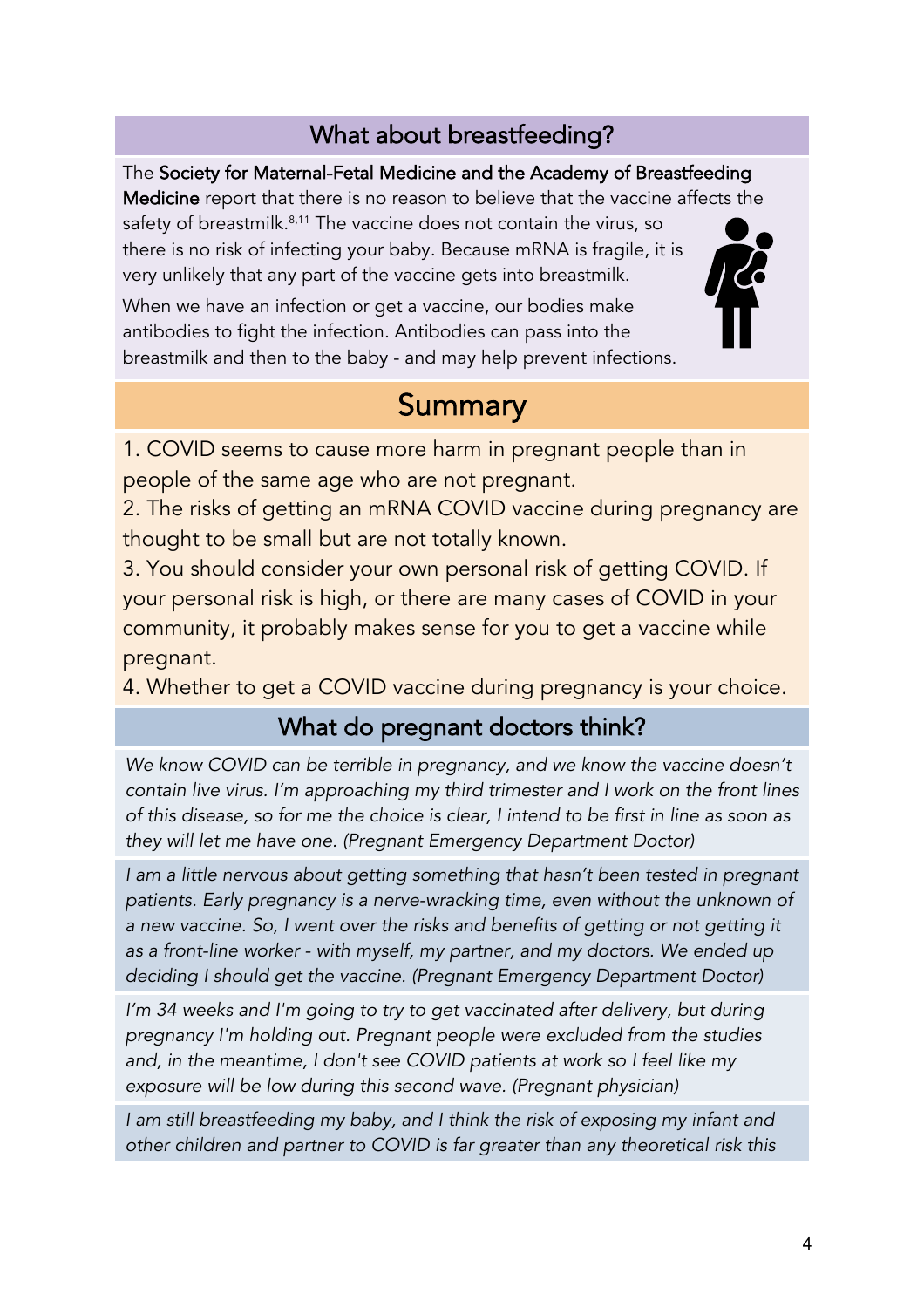## What about breastfeeding?

The **Society for Maternal-Fetal Medicine and the Academy of Breastfeeding Medicine** report that there is no reason to believe that the vaccine affects the safety of breastmilk.[8,11] The vaccine does not contain the virus, so there is no risk of infecting your baby. Because mRNA is fragile, it is very unlikely that any part of the vaccine gets into breastmilk.

When we have an infection or get a vaccine, our bodies make antibodies to fight the infection. Antibodies can pass into the breastmilk and then to the baby - and may help prevent infections.

## Summary

1. COVID seems to cause more harm in pregnant people than in people of the same age who are not pregnant.
2. The risks of getting an mRNA COVID vaccine during pregnancy are thought to be small but are not totally known.
3. You should consider your own personal risk of getting COVID. If your personal risk is high, or there are many cases of COVID in your community, it probably makes sense for you to get a vaccine while pregnant.
4. Whether to get a COVID vaccine during pregnancy is your choice.

## What do pregnant doctors think?

*We know COVID can be terrible in pregnancy, and we know the vaccine doesn't contain live virus. I'm approaching my third trimester and I work on the front lines of this disease, so for me the choice is clear, I intend to be first in line as soon as they will let me have one. (Pregnant Emergency Department Doctor)*

*I am a little nervous about getting something that hasn't been tested in pregnant patients. Early pregnancy is a nerve-wracking time, even without the unknown of a new vaccine. So, I went over the risks and benefits of getting or not getting it as a front-line worker - with myself, my partner, and my doctors. We ended up deciding I should get the vaccine. (Pregnant Emergency Department Doctor)*

*I'm 34 weeks and I'm going to try to get vaccinated after delivery, but during pregnancy I'm holding out. Pregnant people were excluded from the studies and, in the meantime, I don't see COVID patients at work so I feel like my exposure will be low during this second wave. (Pregnant physician)*

*I am still breastfeeding my baby, and I think the risk of exposing my infant and other children and partner to COVID is far greater than any theoretical risk this*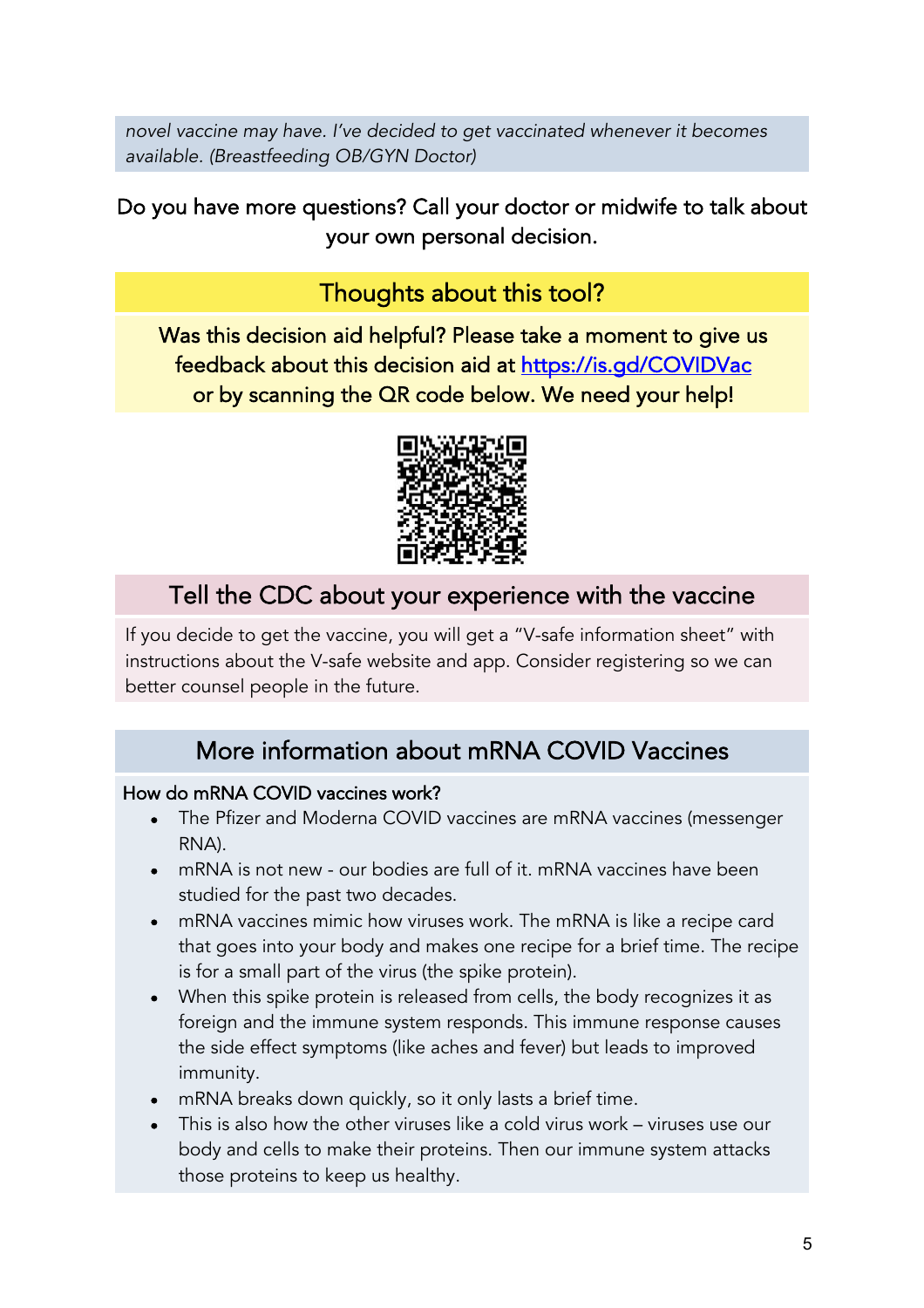*novel vaccine may have. I've decided to get vaccinated whenever it becomes available. (Breastfeeding OB/GYN Doctor)*

Do you have more questions? Call your doctor or midwife to talk about your own personal decision.

## Thoughts about this tool?

Was this decision aid helpful? Please take a moment to give us feedback about this decision aid at https://is.gd/COVIDVac or by scanning the QR code below. We need your help!

## Tell the CDC about your experience with the vaccine

If you decide to get the vaccine, you will get a "V-safe information sheet" with instructions about the V-safe website and app. Consider registering so we can better counsel people in the future.

## More information about mRNA COVID Vaccines

### How do mRNA COVID vaccines work?

- The Pfizer and Moderna COVID vaccines are mRNA vaccines (messenger RNA).
- mRNA is not new - our bodies are full of it. mRNA vaccines have been studied for the past two decades.
- mRNA vaccines mimic how viruses work. The mRNA is like a recipe card that goes into your body and makes one recipe for a brief time. The recipe is for a small part of the virus (the spike protein).
- When this spike protein is released from cells, the body recognizes it as foreign and the immune system responds. This immune response causes the side effect symptoms (like aches and fever) but leads to improved immunity.
- mRNA breaks down quickly, so it only lasts a brief time.
- This is also how the other viruses like a cold virus work – viruses use our body and cells to make their proteins. Then our immune system attacks those proteins to keep us healthy.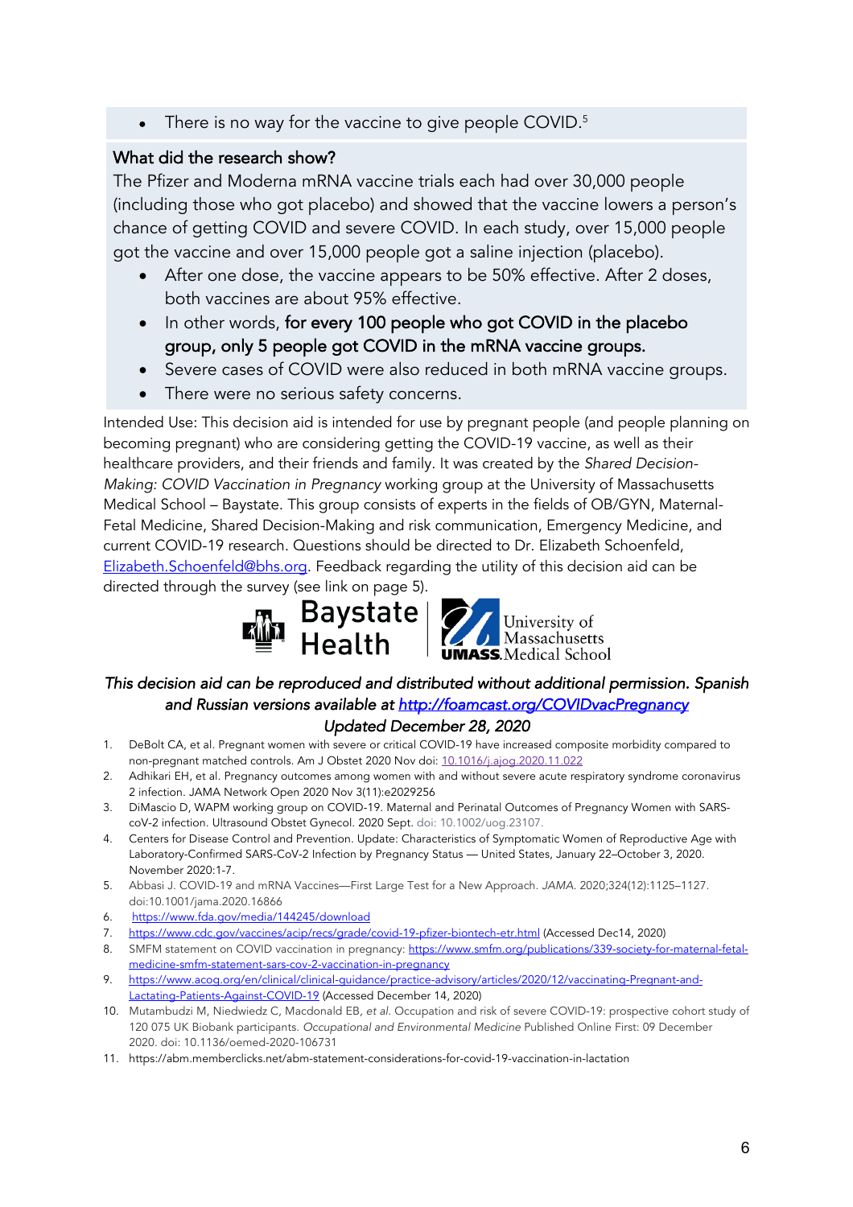- There is no way for the vaccine to give people COVID.[5]

### What did the research show?

The Pfizer and Moderna mRNA vaccine trials each had over 30,000 people (including those who got placebo) and showed that the vaccine lowers a person's chance of getting COVID and severe COVID. In each study, over 15,000 people got the vaccine and over 15,000 people got a saline injection (placebo).

- After one dose, the vaccine appears to be 50% effective. After 2 doses, both vaccines are about 95% effective.
- In other words, **for every 100 people who got COVID in the placebo group, only 5 people got COVID in the mRNA vaccine groups.**
- Severe cases of COVID were also reduced in both mRNA vaccine groups.
- There were no serious safety concerns.

Intended Use: This decision aid is intended for use by pregnant people (and people planning on becoming pregnant) who are considering getting the COVID-19 vaccine, as well as their healthcare providers, and their friends and family. It was created by the *Shared Decision-Making: COVID Vaccination in Pregnancy* working group at the University of Massachusetts Medical School – Baystate. This group consists of experts in the fields of OB/GYN, Maternal-Fetal Medicine, Shared Decision-Making and risk communication, Emergency Medicine, and current COVID-19 research. Questions should be directed to Dr. Elizabeth Schoenfeld, Elizabeth.Schoenfeld@bhs.org. Feedback regarding the utility of this decision aid can be directed through the survey (see link on page 5).

Baystate Health | University of Massachusetts UMASS Medical School

*This decision aid can be reproduced and distributed without additional permission. Spanish and Russian versions available at http://foamcast.org/COVIDvacPregnancy*

*Updated December 28, 2020*

1. DeBolt CA, et al. Pregnant women with severe or critical COVID-19 have increased composite morbidity compared to non-pregnant matched controls. Am J Obstet 2020 Nov doi: 10.1016/j.ajog.2020.11.022
2. Adhikari EH, et al. Pregnancy outcomes among women with and without severe acute respiratory syndrome coronavirus 2 infection. JAMA Network Open 2020 Nov 3(11):e2029256
3. DiMascio D, WAPM working group on COVID-19. Maternal and Perinatal Outcomes of Pregnancy Women with SARS-coV-2 infection. Ultrasound Obstet Gynecol. 2020 Sept. doi: 10.1002/uog.23107.
4. Centers for Disease Control and Prevention. Update: Characteristics of Symptomatic Women of Reproductive Age with Laboratory-Confirmed SARS-CoV-2 Infection by Pregnancy Status — United States, January 22–October 3, 2020. November 2020:1-7.
5. Abbasi J. COVID-19 and mRNA Vaccines—First Large Test for a New Approach. *JAMA.* 2020;324(12):1125–1127. doi:10.1001/jama.2020.16866
6. https://www.fda.gov/media/144245/download
7. https://www.cdc.gov/vaccines/acip/recs/grade/covid-19-pfizer-biontech-etr.html (Accessed Dec14, 2020)
8. SMFM statement on COVID vaccination in pregnancy: https://www.smfm.org/publications/339-society-for-maternal-fetal-medicine-smfm-statement-sars-cov-2-vaccination-in-pregnancy
9. https://www.acog.org/en/clinical/clinical-guidance/practice-advisory/articles/2020/12/vaccinating-Pregnant-and-Lactating-Patients-Against-COVID-19 (Accessed December 14, 2020)
10. Mutambudzi M, Niedwiedz C, Macdonald EB, *et al.* Occupation and risk of severe COVID-19: prospective cohort study of 120 075 UK Biobank participants. *Occupational and Environmental Medicine* Published Online First: 09 December 2020. doi: 10.1136/oemed-2020-106731
11. https://abm.memberclicks.net/abm-statement-considerations-for-covid-19-vaccination-in-lactation